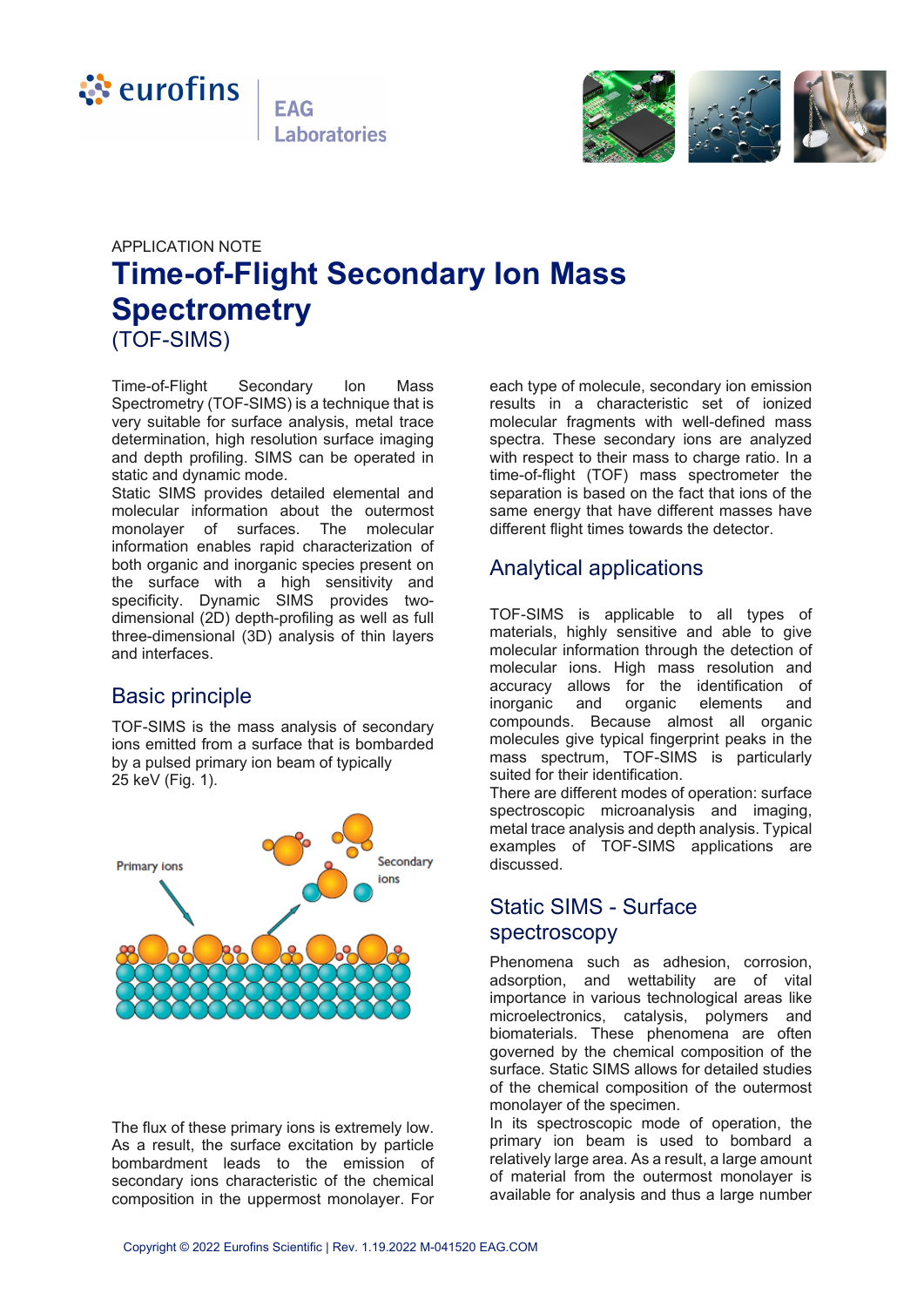APPLICATION NOTE

# Time-of-Flight Secondary Ion Mass Spectrometry

(TOF-SIMS)

Time-of-Flight Secondary Ion Mass Spectrometry (TOF-SIMS) is a technique that is very suitable for surface analysis, metal trace determination, high resolution surface imaging and depth profiling. SIMS can be operated in static and dynamic mode.

Static SIMS provides detailed elemental and molecular information about the outermost monolayer of surfaces. The molecular information enables rapid characterization of both organic and inorganic species present on the surface with a high sensitivity and specificity. Dynamic SIMS provides two-dimensional (2D) depth-profiling as well as full three-dimensional (3D) analysis of thin layers and interfaces.

## Basic principle

TOF-SIMS is the mass analysis of secondary ions emitted from a surface that is bombarded by a pulsed primary ion beam of typically 25 keV (Fig. 1).

Primary ions

Secondary ions

The flux of these primary ions is extremely low. As a result, the surface excitation by particle bombardment leads to the emission of secondary ions characteristic of the chemical composition in the uppermost monolayer. For each type of molecule, secondary ion emission results in a characteristic set of ionized molecular fragments with well-defined mass spectra. These secondary ions are analyzed with respect to their mass to charge ratio. In a time-of-flight (TOF) mass spectrometer the separation is based on the fact that ions of the same energy that have different masses have different flight times towards the detector.

## Analytical applications

TOF-SIMS is applicable to all types of materials, highly sensitive and able to give molecular information through the detection of molecular ions. High mass resolution and accuracy allows for the identification of inorganic and organic elements and compounds. Because almost all organic molecules give typical fingerprint peaks in the mass spectrum, TOF-SIMS is particularly suited for their identification.

There are different modes of operation: surface spectroscopic microanalysis and imaging, metal trace analysis and depth analysis. Typical examples of TOF-SIMS applications are discussed.

## Static SIMS - Surface spectroscopy

Phenomena such as adhesion, corrosion, adsorption, and wettability are of vital importance in various technological areas like microelectronics, catalysis, polymers and biomaterials. These phenomena are often governed by the chemical composition of the surface. Static SIMS allows for detailed studies of the chemical composition of the outermost monolayer of the specimen.

In its spectroscopic mode of operation, the primary ion beam is used to bombard a relatively large area. As a result, a large amount of material from the outermost monolayer is available for analysis and thus a large number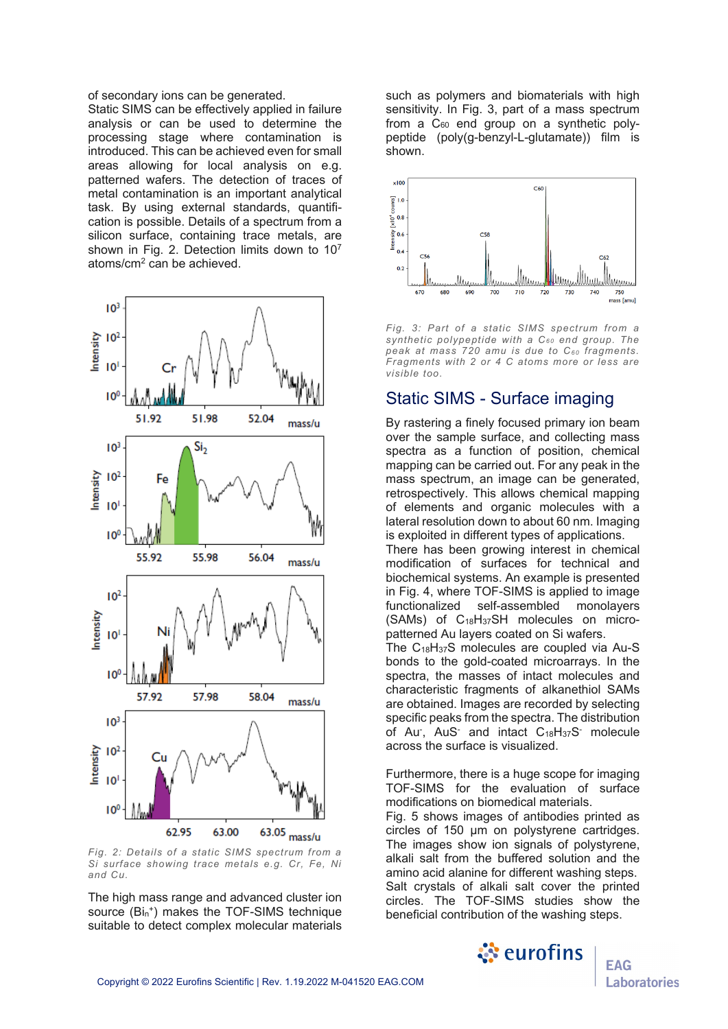of secondary ions can be generated.

Static SIMS can be effectively applied in failure analysis or can be used to determine the processing stage where contamination is introduced. This can be achieved even for small areas allowing for local analysis on e.g. patterned wafers. The detection of traces of metal contamination is an important analytical task. By using external standards, quantification is possible. Details of a spectrum from a silicon surface, containing trace metals, are shown in Fig. 2. Detection limits down to $10^7$ atoms/cm$^2$ can be achieved.

*Fig. 2: Details of a static SIMS spectrum from a Si surface showing trace metals e.g. Cr, Fe, Ni and Cu.*

The high mass range and advanced cluster ion source ($Bi_n^+$) makes the TOF-SIMS technique suitable to detect complex molecular materials such as polymers and biomaterials with high sensitivity. In Fig. 3, part of a mass spectrum from a $C_{60}$ end group on a synthetic polypeptide (poly(g-benzyl-L-glutamate)) film is shown.

*Fig. 3: Part of a static SIMS spectrum from a synthetic polypeptide with a $C_{60}$ end group. The peak at mass 720 amu is due to $C_{60}$ fragments. Fragments with 2 or 4 C atoms more or less are visible too.*

## Static SIMS - Surface imaging

By rastering a finely focused primary ion beam over the sample surface, and collecting mass spectra as a function of position, chemical mapping can be carried out. For any peak in the mass spectrum, an image can be generated, retrospectively. This allows chemical mapping of elements and organic molecules with a lateral resolution down to about 60 nm. Imaging is exploited in different types of applications.

There has been growing interest in chemical modification of surfaces for technical and biochemical systems. An example is presented in Fig. 4, where TOF-SIMS is applied to image functionalized self-assembled monolayers (SAMs) of $C_{18}H_{37}SH$ molecules on micro-patterned Au layers coated on Si wafers.

The $C_{18}H_{37}S$ molecules are coupled via Au-S bonds to the gold-coated microarrays. In the spectra, the masses of intact molecules and characteristic fragments of alkanethiol SAMs are obtained. Images are recorded by selecting specific peaks from the spectra. The distribution of $Au^-$, $AuS^-$ and intact $C_{18}H_{37}S^-$ molecule across the surface is visualized.

Furthermore, there is a huge scope for imaging TOF-SIMS for the evaluation of surface modifications on biomedical materials.

Fig. 5 shows images of antibodies printed as circles of 150 µm on polystyrene cartridges. The images show ion signals of polystyrene, alkali salt from the buffered solution and the amino acid alanine for different washing steps. Salt crystals of alkali salt cover the printed circles. The TOF-SIMS studies show the beneficial contribution of the washing steps.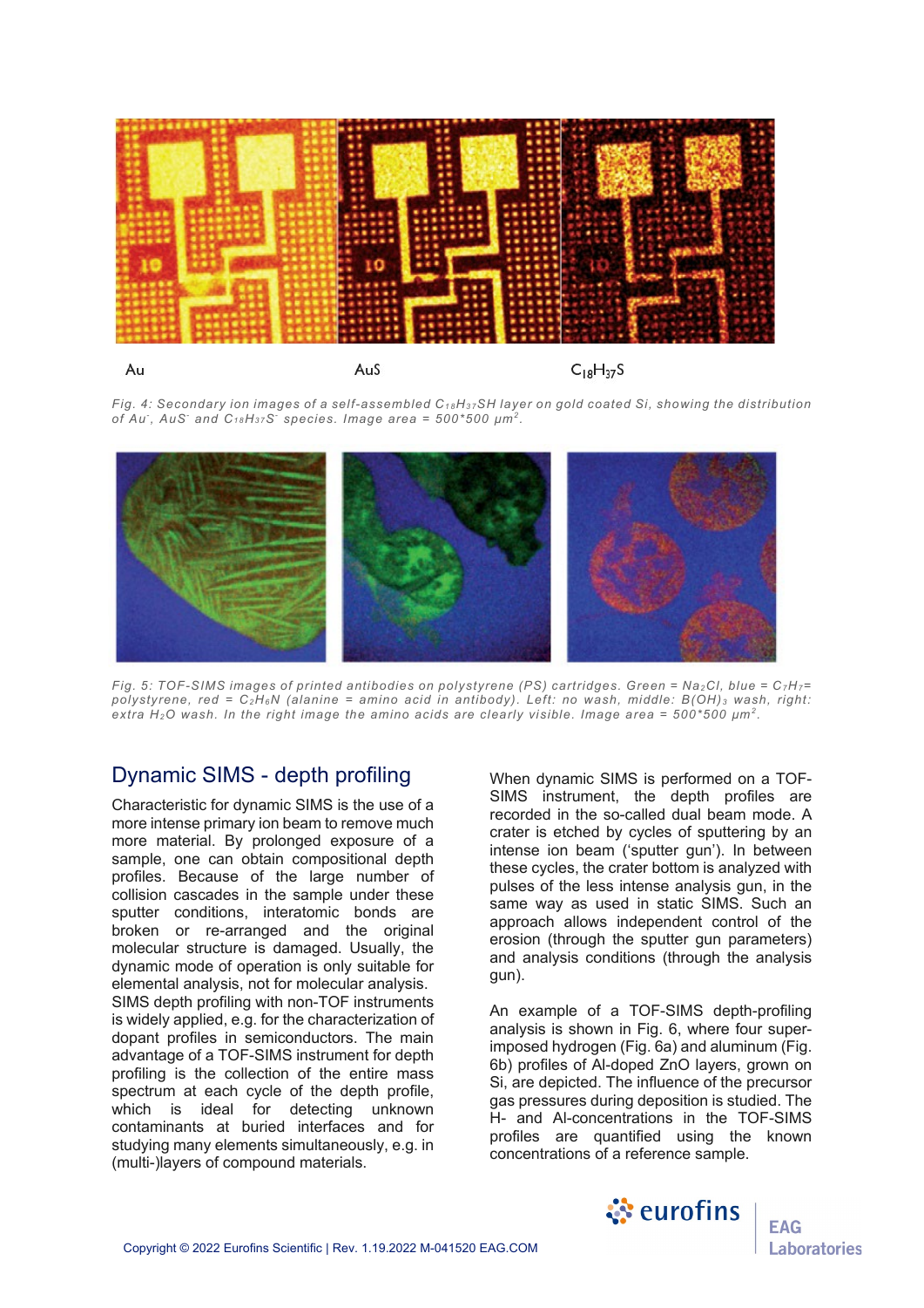Au AuS $C_{18}H_{37}S$

*Fig. 4: Secondary ion images of a self-assembled $C_{18}H_{37}SH$ layer on gold coated Si, showing the distribution of $Au^-$, $AuS^-$ and $C_{18}H_{37}S^-$ species. Image area = 500*500 $\mu m^2$.*

*Fig. 5: TOF-SIMS images of printed antibodies on polystyrene (PS) cartridges. Green = $Na_2Cl$, blue = $C_7H_7$= polystyrene, red = $C_2H_6N$ (alanine = amino acid in antibody). Left: no wash, middle: $B(OH)_3$ wash, right: extra $H_2O$ wash. In the right image the amino acids are clearly visible. Image area = 500*500 $\mu m^2$.*

## Dynamic SIMS - depth profiling

Characteristic for dynamic SIMS is the use of a more intense primary ion beam to remove much more material. By prolonged exposure of a sample, one can obtain compositional depth profiles. Because of the large number of collision cascades in the sample under these sputter conditions, interatomic bonds are broken or re-arranged and the original molecular structure is damaged. Usually, the dynamic mode of operation is only suitable for elemental analysis, not for molecular analysis. SIMS depth profiling with non-TOF instruments is widely applied, e.g. for the characterization of dopant profiles in semiconductors. The main advantage of a TOF-SIMS instrument for depth profiling is the collection of the entire mass spectrum at each cycle of the depth profile, which is ideal for detecting unknown contaminants at buried interfaces and for studying many elements simultaneously, e.g. in (multi-)layers of compound materials.

When dynamic SIMS is performed on a TOF-SIMS instrument, the depth profiles are recorded in the so-called dual beam mode. A crater is etched by cycles of sputtering by an intense ion beam ('sputter gun'). In between these cycles, the crater bottom is analyzed with pulses of the less intense analysis gun, in the same way as used in static SIMS. Such an approach allows independent control of the erosion (through the sputter gun parameters) and analysis conditions (through the analysis gun).

An example of a TOF-SIMS depth-profiling analysis is shown in Fig. 6, where four super-imposed hydrogen (Fig. 6a) and aluminum (Fig. 6b) profiles of Al-doped ZnO layers, grown on Si, are depicted. The influence of the precursor gas pressures during deposition is studied. The H- and Al-concentrations in the TOF-SIMS profiles are quantified using the known concentrations of a reference sample.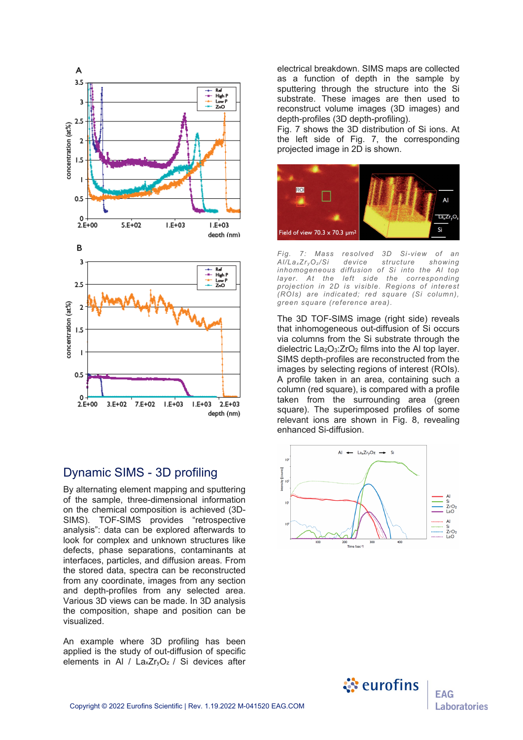## Dynamic SIMS - 3D profiling

By alternating element mapping and sputtering of the sample, three-dimensional information on the chemical composition is achieved (3D-SIMS). TOF-SIMS provides "retrospective analysis": data can be explored afterwards to look for complex and unknown structures like defects, phase separations, contaminants at interfaces, particles, and diffusion areas. From the stored data, spectra can be reconstructed from any coordinate, images from any section and depth-profiles from any selected area. Various 3D views can be made. In 3D analysis the composition, shape and position can be visualized.

An example where 3D profiling has been applied is the study of out-diffusion of specific elements in Al / $La_xZr_yO_z$ / Si devices after electrical breakdown. SIMS maps are collected as a function of depth in the sample by sputtering through the structure into the Si substrate. These images are then used to reconstruct volume images (3D images) and depth-profiles (3D depth-profiling).

Fig. 7 shows the 3D distribution of Si ions. At the left side of Fig. 7, the corresponding projected image in 2D is shown.

*Fig. 7: Mass resolved 3D Si-view of an Al/$La_xZr_yO_z$/Si device structure showing inhomogeneous diffusion of Si into the Al top layer. At the left side the corresponding projection in 2D is visible. Regions of interest (ROIs) are indicated; red square (Si column), green square (reference area).*

The 3D TOF-SIMS image (right side) reveals that inhomogeneous out-diffusion of Si occurs via columns from the Si substrate through the dielectric $La_2O_3$:$ZrO_2$ films into the Al top layer. SIMS depth-profiles are reconstructed from the images by selecting regions of interest (ROIs). A profile taken in an area, containing such a column (red square), is compared with a profile taken from the surrounding area (green square). The superimposed profiles of some relevant ions are shown in Fig. 8, revealing enhanced Si-diffusion.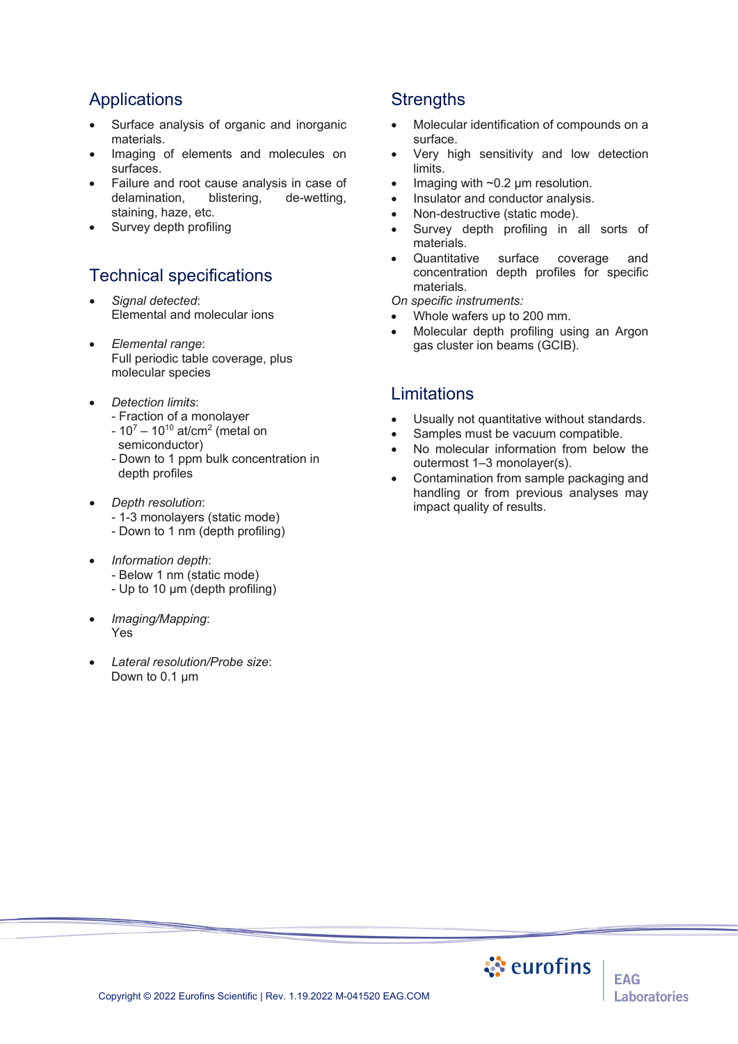## Applications

- Surface analysis of organic and inorganic materials.
- Imaging of elements and molecules on surfaces.
- Failure and root cause analysis in case of delamination, blistering, de-wetting, staining, haze, etc.
- Survey depth profiling

## Technical specifications

- *Signal detected*:
  Elemental and molecular ions

- *Elemental range*:
  Full periodic table coverage, plus molecular species

- *Detection limits*:
  - Fraction of a monolayer
  - $10^7$ – $10^{10}$ at/cm$^2$ (metal on semiconductor)
  - Down to 1 ppm bulk concentration in depth profiles

- *Depth resolution*:
  - 1-3 monolayers (static mode)
  - Down to 1 nm (depth profiling)

- *Information depth*:
  - Below 1 nm (static mode)
  - Up to 10 µm (depth profiling)

- *Imaging/Mapping*:
  Yes

- *Lateral resolution/Probe size*:
  Down to 0.1 µm

## Strengths

- Molecular identification of compounds on a surface.
- Very high sensitivity and low detection limits.
- Imaging with ~0.2 µm resolution.
- Insulator and conductor analysis.
- Non-destructive (static mode).
- Survey depth profiling in all sorts of materials.
- Quantitative surface coverage and concentration depth profiles for specific materials.

*On specific instruments:*

- Whole wafers up to 200 mm.
- Molecular depth profiling using an Argon gas cluster ion beams (GCIB).

## Limitations

- Usually not quantitative without standards.
- Samples must be vacuum compatible.
- No molecular information from below the outermost 1–3 monolayer(s).
- Contamination from sample packaging and handling or from previous analyses may impact quality of results.

Copyright © 2022 Eurofins Scientific | Rev. 1.19.2022 M-041520 EAG.COM

eurofins | EAG Laboratories